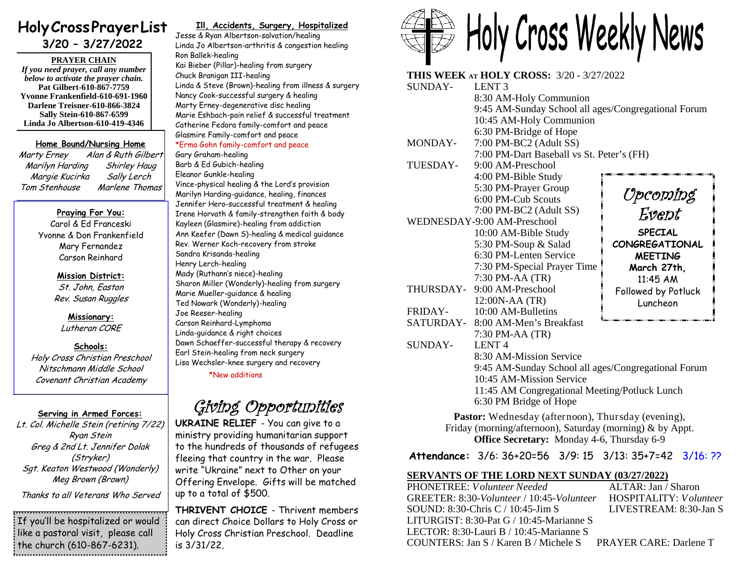# Holy Cross Prayer List
## 3/20 – 3/27/2022

**PRAYER CHAIN**

*If you need prayer, call any number below to activate the prayer chain.*

**Pat Gilbert-610-867-7759**
**Yvonne Frankenfield-610-691-1960**
**Darlene Treisner-610-866-3824**
**Sally Stein-610-867-6599**
**Linda Jo Albertson-610-419-4346**

**Home Bound/Nursing Home**

*Marty Erney* | *Alan & Ruth Gilbert*
*Marilyn Harding* | *Shirley Haug*
*Margie Kucirka* | *Sally Lerch*
*Tom Stenhouse* | *Marlene Thomas*

**Praying For You:**

Carol & Ed Franceski
Yvonne & Don Frankenfield
Mary Fernandez
Carson Reinhard

**Mission District:**

*St. John, Easton*
*Rev. Susan Ruggles*

**Missionary:**

*Lutheran CORE*

**Schools:**

*Holy Cross Christian Preschool*
*Nitschmann Middle School*
*Covenant Christian Academy*

**Serving in Armed Forces:**

*Lt. Col. Michelle Stein (retiring 7/22)*
*Ryan Stein*
*Greg & 2nd Lt. Jennifer Dolak (Stryker)*
*Sgt. Keaton Westwood (Wonderly)*
*Meg Brown (Brown)*

*Thanks to all Veterans Who Served*

If you'll be hospitalized or would like a pastoral visit, please call the church (610-867-6231).

**Ill, Accidents, Surgery, Hospitalized**

Jesse & Ryan Albertson-salvation/healing
Linda Jo Albertson-arthritis & congestion healing
Ron Ballek-healing
Kai Bieber (Pillar)-healing from surgery
Chuck Branigan III-healing
Linda & Steve (Brown)-healing from illness & surgery
Nancy Cook-successful surgery & healing
Marty Erney-degenerative disc healing
Marie Eshbach-pain relief & successful treatment
Catherine Fedora family-comfort and peace
Glasmire Family-comfort and peace
*Erma Gohn family-comfort and peace
Gary Graham-healing
Barb & Ed Gubich-healing
Eleanor Gunkle-healing
Vince-physical healing & the Lord's provision
Marilyn Harding-guidance, healing, finances
Jennifer Hero-successful treatment & healing
Irene Horvath & family-strengthen faith & body
Kayleen (Glasmire)-healing from addiction
Ann Keefer (Dawn S)-healing & medical guidance
Rev. Werner Koch-recovery from stroke
Sandra Krisanda-healing
Henry Lerch-healing
Mady (Ruthann's niece)-healing
Sharon Miller (Wonderly)-healing from surgery
Marie Mueller-guidance & healing
Ted Nowark (Wonderly)-healing
Joe Reeser-healing
Carson Reinhard-Lymphoma
Linda-guidance & right choices
Dawn Schaeffer-successful therapy & recovery
Earl Stein-healing from neck surgery
Lisa Wechsler-knee surgery and recovery

*New additions

## *Giving Opportunities*

**UKRAINE RELIEF** - You can give to a ministry providing humanitarian support to the hundreds of thousands of refugees fleeing that country in the war. Please write "Ukraine" next to Other on your Offering Envelope. Gifts will be matched up to a total of $500.

**THRIVENT CHOICE** - Thrivent members can direct Choice Dollars to Holy Cross or Holy Cross Christian Preschool. Deadline is 3/31/22.

# Holy Cross Weekly News

**THIS WEEK AT HOLY CROSS:** 3/20 - 3/27/2022

SUNDAY- LENT 3
- 8:30 AM-Holy Communion
- 9:45 AM-Sunday School all ages/Congregational Forum
- 10:45 AM-Holy Communion
- 6:30 PM-Bridge of Hope

MONDAY-
- 7:00 PM-BC2 (Adult SS)
- 7:00 PM-Dart Baseball vs St. Peter's (FH)

TUESDAY-
- 9:00 AM-Preschool
- 4:00 PM-Bible Study
- 5:30 PM-Prayer Group
- 6:00 PM-Cub Scouts
- 7:00 PM-BC2 (Adult SS)

WEDNESDAY-
- 9:00 AM-Preschool
- 10:00 AM-Bible Study
- 5:30 PM-Soup & Salad
- 6:30 PM-Lenten Service
- 7:30 PM-Special Prayer Time
- 7:30 PM-AA (TR)

THURSDAY-
- 9:00 AM-Preschool
- 12:00N-AA (TR)

FRIDAY-
- 10:00 AM-Bulletins

SATURDAY-
- 8:00 AM-Men's Breakfast
- 7:30 PM-AA (TR)

SUNDAY- LENT 4
- 8:30 AM-Mission Service
- 9:45 AM-Sunday School all ages/Congregational Forum
- 10:45 AM-Mission Service
- 11:45 AM Congregational Meeting/Potluck Lunch
- 6:30 PM Bridge of Hope

*Upcoming Event*

**SPECIAL CONGREGATIONAL MEETING**
**March 27th, 11:45 AM**
Followed by Potluck Luncheon

**Pastor:** Wednesday (afternoon), Thursday (evening), Friday (morning/afternoon), Saturday (morning) & by Appt.
**Office Secretary:** Monday 4-6, Thursday 6-9

**Attendance:** 3/6: 36+20=56 3/9: 15 3/13: 35+7=42 3/16: ??

**SERVANTS OF THE LORD NEXT SUNDAY (03/27/2022)**

PHONETREE: *Volunteer Needed*
ALTAR: Jan / Sharon
GREETER: 8:30-*Volunteer* / 10:45-*Volunteer*
HOSPITALITY: *Volunteer*
SOUND: 8:30-Chris C / 10:45-Jim S
LIVESTREAM: 8:30-Jan S
LITURGIST: 8:30-Pat G / 10:45-Marianne S
LECTOR: 8:30-Lauri B / 10:45-Marianne S
COUNTERS: Jan S / Karen B / Michele S
PRAYER CARE: Darlene T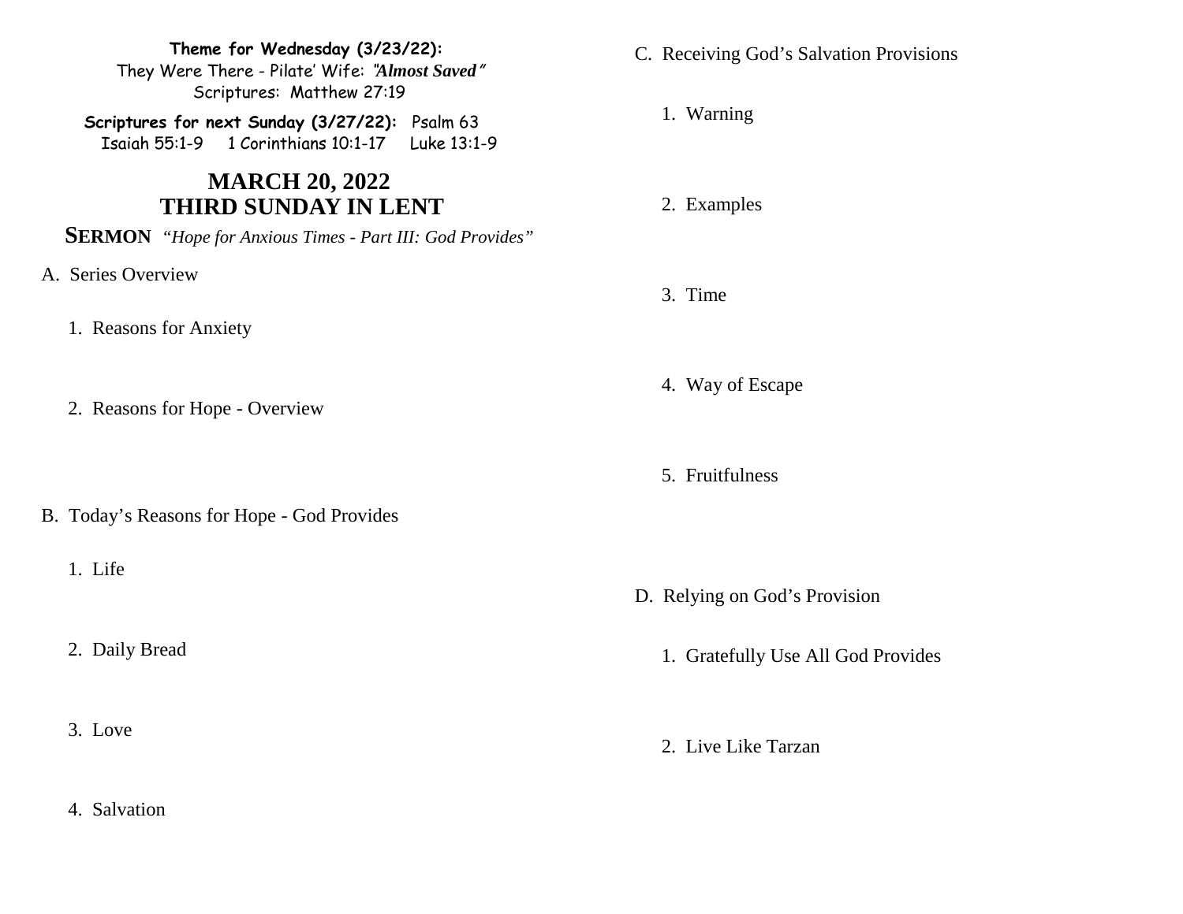**Theme for Wednesday (3/23/22):**
They Were There - Pilate' Wife: ***"Almost Saved"***
Scriptures: Matthew 27:19

**Scriptures for next Sunday (3/27/22):** Psalm 63
Isaiah 55:1-9 1 Corinthians 10:1-17 Luke 13:1-9

# MARCH 20, 2022
# THIRD SUNDAY IN LENT

**SERMON** *"Hope for Anxious Times - Part III: God Provides"*

A. Series Overview

1. Reasons for Anxiety

2. Reasons for Hope - Overview

B. Today's Reasons for Hope - God Provides

1. Life

2. Daily Bread

3. Love

4. Salvation

C. Receiving God's Salvation Provisions

1. Warning

2. Examples

3. Time

4. Way of Escape

5. Fruitfulness

D. Relying on God's Provision

1. Gratefully Use All God Provides

2. Live Like Tarzan